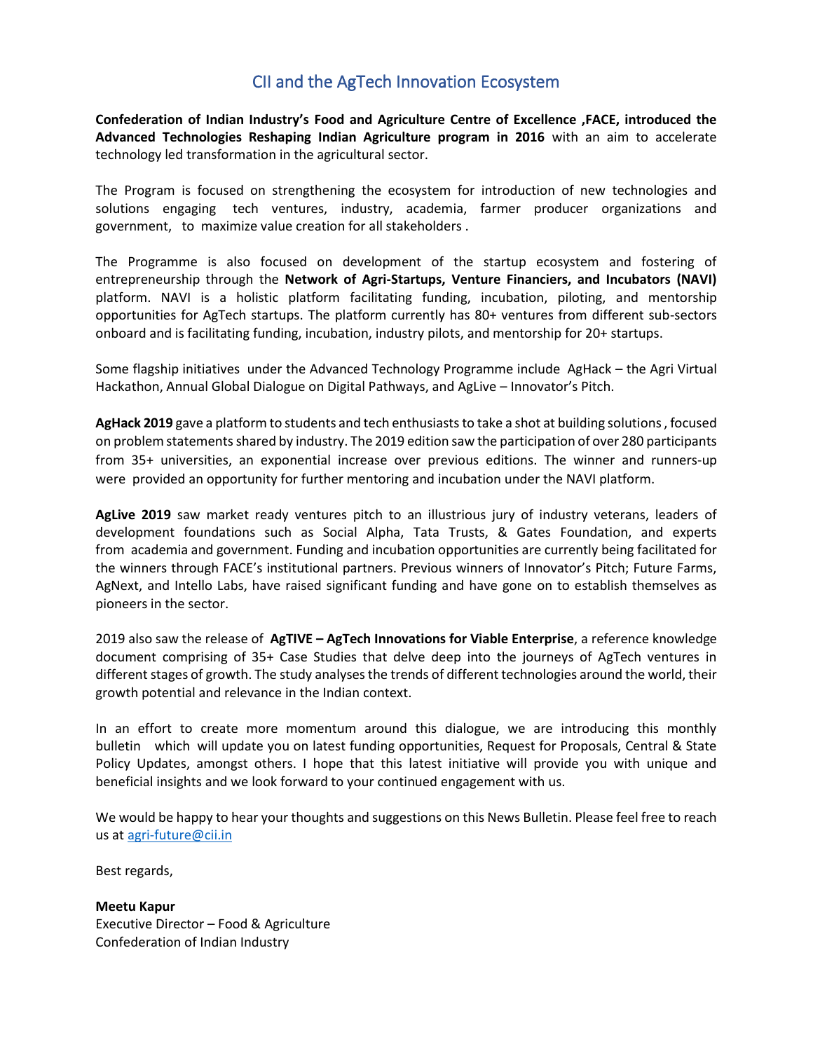# CII and the AgTech Innovation Ecosystem

**Confederation of Indian Industry's Food and Agriculture Centre of Excellence ,FACE, introduced the Advanced Technologies Reshaping Indian Agriculture program in 2016** with an aim to accelerate technology led transformation in the agricultural sector.

The Program is focused on strengthening the ecosystem for introduction of new technologies and solutions engaging tech ventures, industry, academia, farmer producer organizations and government, to maximize value creation for all stakeholders .

The Programme is also focused on development of the startup ecosystem and fostering of entrepreneurship through the **Network of Agri-Startups, Venture Financiers, and Incubators (NAVI)** platform. NAVI is a holistic platform facilitating funding, incubation, piloting, and mentorship opportunities for AgTech startups. The platform currently has 80+ ventures from different sub-sectors onboard and is facilitating funding, incubation, industry pilots, and mentorship for 20+ startups.

Some flagship initiatives under the Advanced Technology Programme include AgHack – the Agri Virtual Hackathon, Annual Global Dialogue on Digital Pathways, and AgLive – Innovator's Pitch.

**AgHack 2019** gave a platform to students and tech enthusiasts to take a shot at building solutions , focused on problem statements shared by industry. The 2019 edition saw the participation of over 280 participants from 35+ universities, an exponential increase over previous editions. The winner and runners-up were provided an opportunity for further mentoring and incubation under the NAVI platform.

**AgLive 2019** saw market ready ventures pitch to an illustrious jury of industry veterans, leaders of development foundations such as Social Alpha, Tata Trusts, & Gates Foundation, and experts from academia and government. Funding and incubation opportunities are currently being facilitated for the winners through FACE's institutional partners. Previous winners of Innovator's Pitch; Future Farms, AgNext, and Intello Labs, have raised significant funding and have gone on to establish themselves as pioneers in the sector.

2019 also saw the release of **AgTIVE – AgTech Innovations for Viable Enterprise**, a reference knowledge document comprising of 35+ Case Studies that delve deep into the journeys of AgTech ventures in different stages of growth. The study analyses the trends of different technologies around the world, their growth potential and relevance in the Indian context.

In an effort to create more momentum around this dialogue, we are introducing this monthly bulletin which will update you on latest funding opportunities, Request for Proposals, Central & State Policy Updates, amongst others. I hope that this latest initiative will provide you with unique and beneficial insights and we look forward to your continued engagement with us.

We would be happy to hear your thoughts and suggestions on this News Bulletin. Please feel free to reach us at agri-future@cii.in

Best regards,

**Meetu Kapur**
Executive Director – Food & Agriculture
Confederation of Indian Industry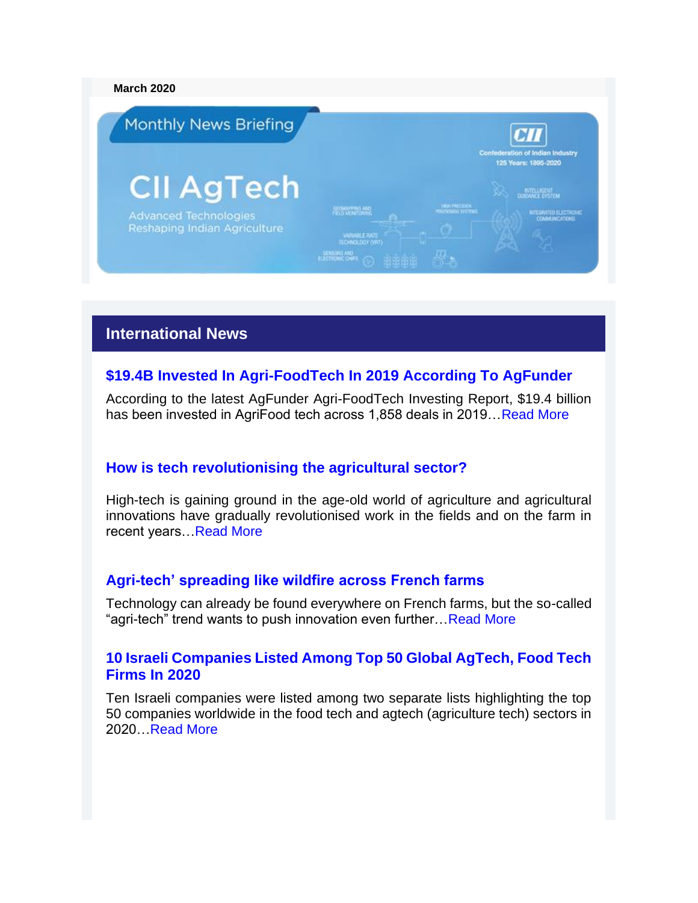**March 2020**

Monthly News Briefing

# CII AgTech

Advanced Technologies Reshaping Indian Agriculture

## International News

### $19.4B Invested In Agri-FoodTech In 2019 According To AgFunder

According to the latest AgFunder Agri-FoodTech Investing Report, $19.4 billion has been invested in AgriFood tech across 1,858 deals in 2019…Read More

### How is tech revolutionising the agricultural sector?

High-tech is gaining ground in the age-old world of agriculture and agricultural innovations have gradually revolutionised work in the fields and on the farm in recent years…Read More

### Agri-tech' spreading like wildfire across French farms

Technology can already be found everywhere on French farms, but the so-called "agri-tech" trend wants to push innovation even further…Read More

### 10 Israeli Companies Listed Among Top 50 Global AgTech, Food Tech Firms In 2020

Ten Israeli companies were listed among two separate lists highlighting the top 50 companies worldwide in the food tech and agtech (agriculture tech) sectors in 2020…Read More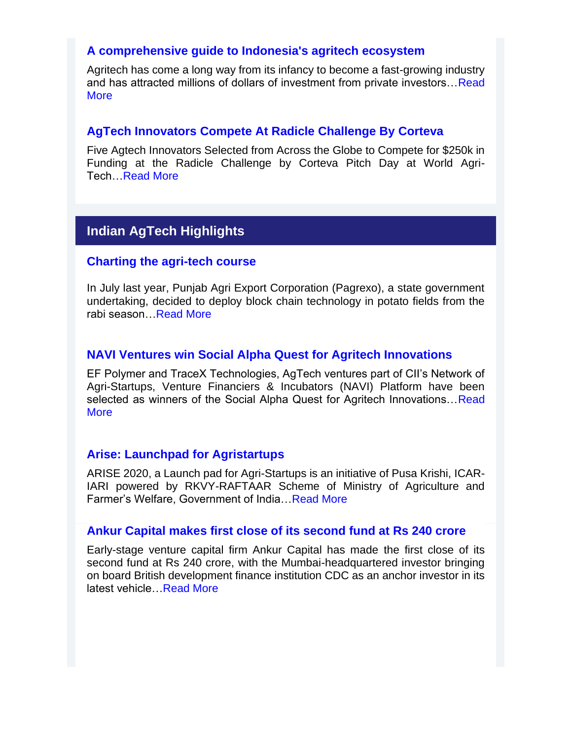### A comprehensive guide to Indonesia's agritech ecosystem

Agritech has come a long way from its infancy to become a fast-growing industry and has attracted millions of dollars of investment from private investors…Read More

### AgTech Innovators Compete At Radicle Challenge By Corteva

Five Agtech Innovators Selected from Across the Globe to Compete for $250k in Funding at the Radicle Challenge by Corteva Pitch Day at World Agri-Tech…Read More

## Indian AgTech Highlights

### Charting the agri-tech course

In July last year, Punjab Agri Export Corporation (Pagrexo), a state government undertaking, decided to deploy block chain technology in potato fields from the rabi season…Read More

### NAVI Ventures win Social Alpha Quest for Agritech Innovations

EF Polymer and TraceX Technologies, AgTech ventures part of CII's Network of Agri-Startups, Venture Financiers & Incubators (NAVI) Platform have been selected as winners of the Social Alpha Quest for Agritech Innovations…Read More

### Arise: Launchpad for Agristartups

ARISE 2020, a Launch pad for Agri-Startups is an initiative of Pusa Krishi, ICAR-IARI powered by RKVY-RAFTAAR Scheme of Ministry of Agriculture and Farmer's Welfare, Government of India…Read More

### Ankur Capital makes first close of its second fund at Rs 240 crore

Early-stage venture capital firm Ankur Capital has made the first close of its second fund at Rs 240 crore, with the Mumbai-headquartered investor bringing on board British development finance institution CDC as an anchor investor in its latest vehicle…Read More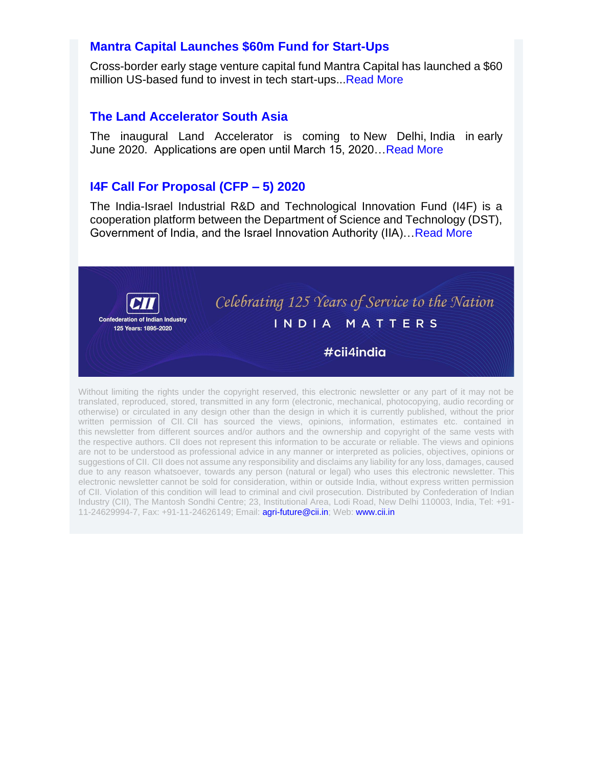### Mantra Capital Launches $60m Fund for Start-Ups

Cross-border early stage venture capital fund Mantra Capital has launched a $60 million US-based fund to invest in tech start-ups...Read More

### The Land Accelerator South Asia

The inaugural Land Accelerator is coming to New Delhi, India in early June 2020. Applications are open until March 15, 2020…Read More

### I4F Call For Proposal (CFP – 5) 2020

The India-Israel Industrial R&D and Technological Innovation Fund (I4F) is a cooperation platform between the Department of Science and Technology (DST), Government of India, and the Israel Innovation Authority (IIA)…Read More

CII
Confederation of Indian Industry
125 Years: 1895-2020

*Celebrating 125 Years of Service to the Nation*

INDIA MATTERS

#cii4india

Without limiting the rights under the copyright reserved, this electronic newsletter or any part of it may not be translated, reproduced, stored, transmitted in any form (electronic, mechanical, photocopying, audio recording or otherwise) or circulated in any design other than the design in which it is currently published, without the prior written permission of CII. CII has sourced the views, opinions, information, estimates etc. contained in this newsletter from different sources and/or authors and the ownership and copyright of the same vests with the respective authors. CII does not represent this information to be accurate or reliable. The views and opinions are not to be understood as professional advice in any manner or interpreted as policies, objectives, opinions or suggestions of CII. CII does not assume any responsibility and disclaims any liability for any loss, damages, caused due to any reason whatsoever, towards any person (natural or legal) who uses this electronic newsletter. This electronic newsletter cannot be sold for consideration, within or outside India, without express written permission of CII. Violation of this condition will lead to criminal and civil prosecution. Distributed by Confederation of Indian Industry (CII), The Mantosh Sondhi Centre; 23, Institutional Area, Lodi Road, New Delhi 110003, India, Tel: +91-11-24629994-7, Fax: +91-11-24626149; Email: agri-future@cii.in; Web: www.cii.in